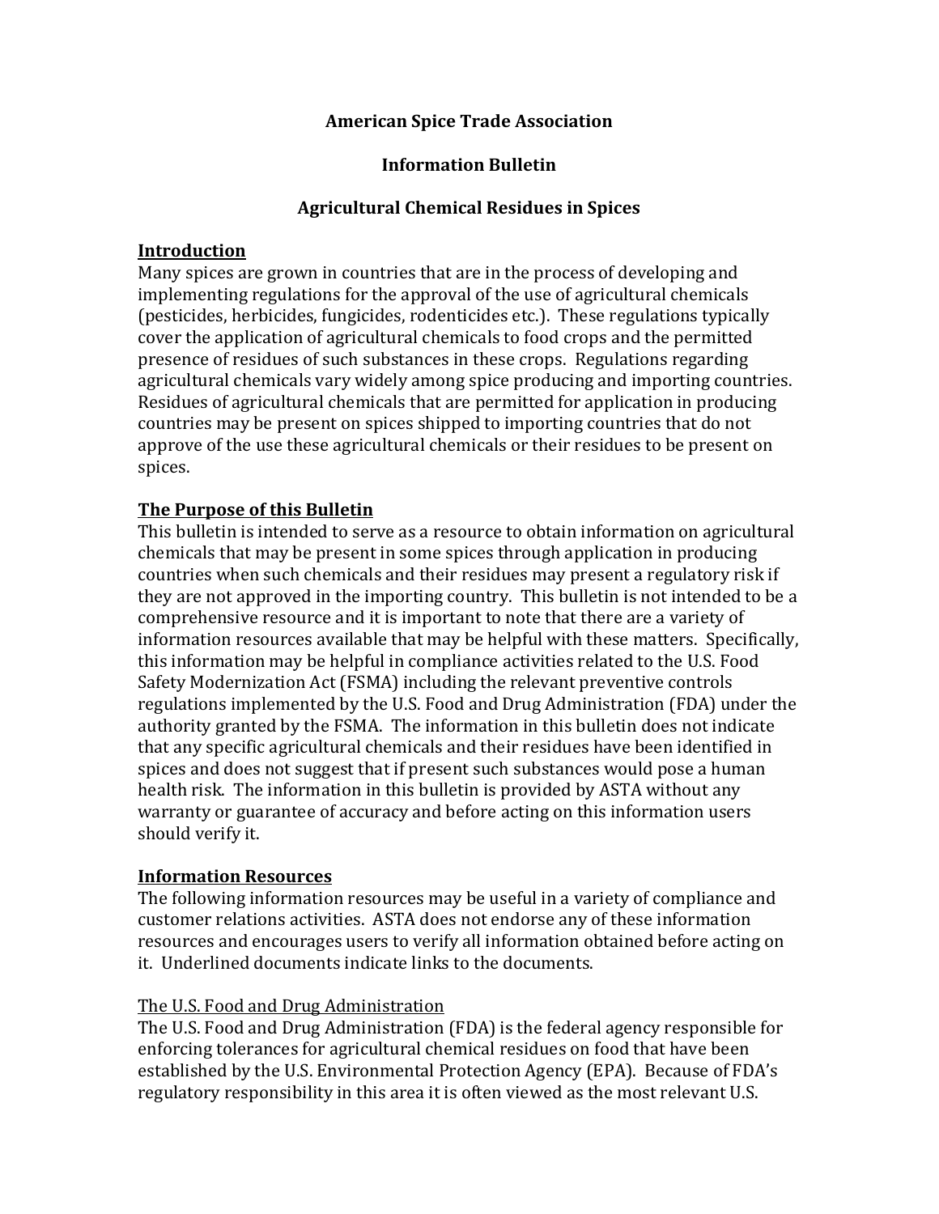# American Spice Trade Association

## Information Bulletin

## Agricultural Chemical Residues in Spices

### Introduction

Many spices are grown in countries that are in the process of developing and implementing regulations for the approval of the use of agricultural chemicals (pesticides, herbicides, fungicides, rodenticides etc.). These regulations typically cover the application of agricultural chemicals to food crops and the permitted presence of residues of such substances in these crops. Regulations regarding agricultural chemicals vary widely among spice producing and importing countries. Residues of agricultural chemicals that are permitted for application in producing countries may be present on spices shipped to importing countries that do not approve of the use these agricultural chemicals or their residues to be present on spices.

### The Purpose of this Bulletin

This bulletin is intended to serve as a resource to obtain information on agricultural chemicals that may be present in some spices through application in producing countries when such chemicals and their residues may present a regulatory risk if they are not approved in the importing country. This bulletin is not intended to be a comprehensive resource and it is important to note that there are a variety of information resources available that may be helpful with these matters. Specifically, this information may be helpful in compliance activities related to the U.S. Food Safety Modernization Act (FSMA) including the relevant preventive controls regulations implemented by the U.S. Food and Drug Administration (FDA) under the authority granted by the FSMA. The information in this bulletin does not indicate that any specific agricultural chemicals and their residues have been identified in spices and does not suggest that if present such substances would pose a human health risk. The information in this bulletin is provided by ASTA without any warranty or guarantee of accuracy and before acting on this information users should verify it.

### Information Resources

The following information resources may be useful in a variety of compliance and customer relations activities. ASTA does not endorse any of these information resources and encourages users to verify all information obtained before acting on it. Underlined documents indicate links to the documents.

The U.S. Food and Drug Administration

The U.S. Food and Drug Administration (FDA) is the federal agency responsible for enforcing tolerances for agricultural chemical residues on food that have been established by the U.S. Environmental Protection Agency (EPA). Because of FDA's regulatory responsibility in this area it is often viewed as the most relevant U.S.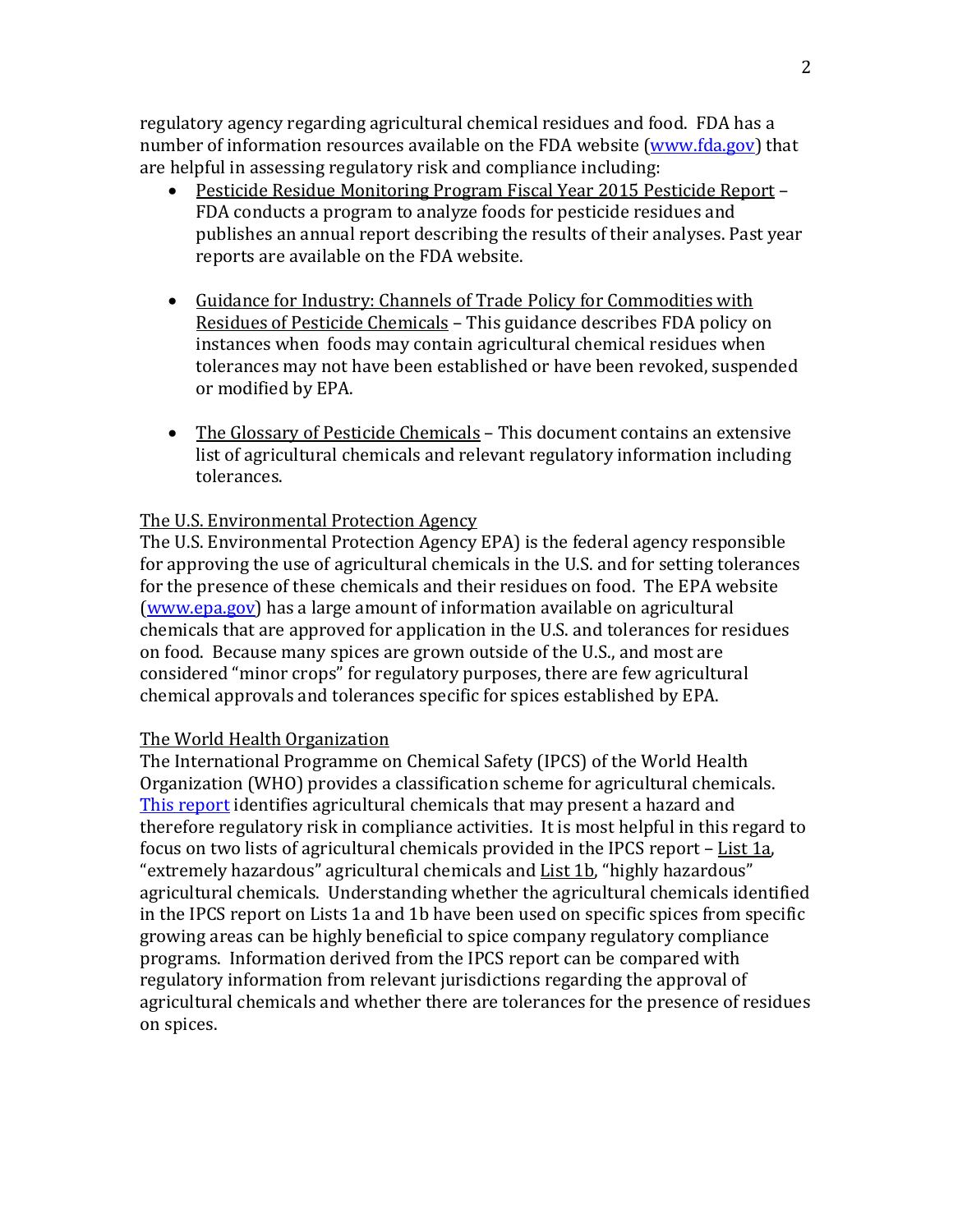regulatory agency regarding agricultural chemical residues and food. FDA has a number of information resources available on the FDA website ([www.fda.gov](http://www.fda.gov)) that are helpful in assessing regulatory risk and compliance including:

- Pesticide Residue Monitoring Program Fiscal Year 2015 Pesticide Report – FDA conducts a program to analyze foods for pesticide residues and publishes an annual report describing the results of their analyses. Past year reports are available on the FDA website.

- Guidance for Industry: Channels of Trade Policy for Commodities with Residues of Pesticide Chemicals – This guidance describes FDA policy on instances when foods may contain agricultural chemical residues when tolerances may not have been established or have been revoked, suspended or modified by EPA.

- The Glossary of Pesticide Chemicals – This document contains an extensive list of agricultural chemicals and relevant regulatory information including tolerances.

The U.S. Environmental Protection Agency

The U.S. Environmental Protection Agency EPA) is the federal agency responsible for approving the use of agricultural chemicals in the U.S. and for setting tolerances for the presence of these chemicals and their residues on food. The EPA website ([www.epa.gov](http://www.epa.gov)) has a large amount of information available on agricultural chemicals that are approved for application in the U.S. and tolerances for residues on food. Because many spices are grown outside of the U.S., and most are considered "minor crops" for regulatory purposes, there are few agricultural chemical approvals and tolerances specific for spices established by EPA.

The World Health Organization

The International Programme on Chemical Safety (IPCS) of the World Health Organization (WHO) provides a classification scheme for agricultural chemicals. This report identifies agricultural chemicals that may present a hazard and therefore regulatory risk in compliance activities. It is most helpful in this regard to focus on two lists of agricultural chemicals provided in the IPCS report – List 1a, "extremely hazardous" agricultural chemicals and List 1b, "highly hazardous" agricultural chemicals. Understanding whether the agricultural chemicals identified in the IPCS report on Lists 1a and 1b have been used on specific spices from specific growing areas can be highly beneficial to spice company regulatory compliance programs. Information derived from the IPCS report can be compared with regulatory information from relevant jurisdictions regarding the approval of agricultural chemicals and whether there are tolerances for the presence of residues on spices.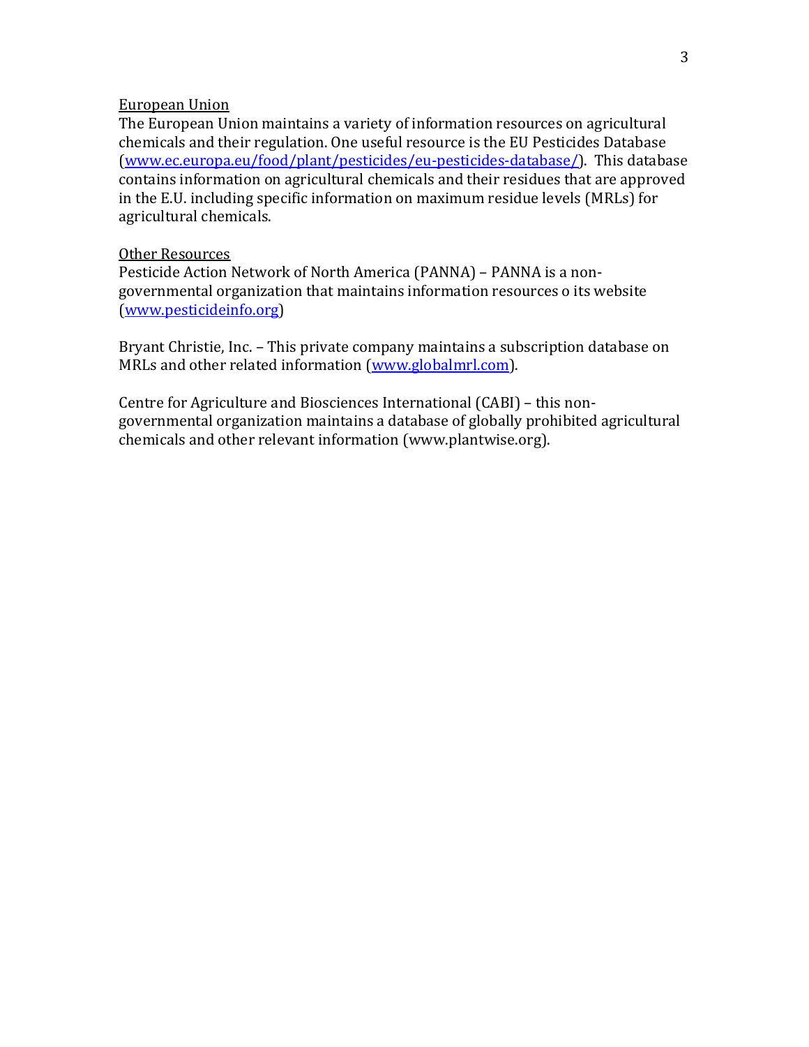## European Union

The European Union maintains a variety of information resources on agricultural chemicals and their regulation. One useful resource is the EU Pesticides Database (www.ec.europa.eu/food/plant/pesticides/eu-pesticides-database/). This database contains information on agricultural chemicals and their residues that are approved in the E.U. including specific information on maximum residue levels (MRLs) for agricultural chemicals.

## Other Resources

Pesticide Action Network of North America (PANNA) – PANNA is a non-governmental organization that maintains information resources o its website (www.pesticideinfo.org)

Bryant Christie, Inc. – This private company maintains a subscription database on MRLs and other related information (www.globalmrl.com).

Centre for Agriculture and Biosciences International (CABI) – this non-governmental organization maintains a database of globally prohibited agricultural chemicals and other relevant information (www.plantwise.org).